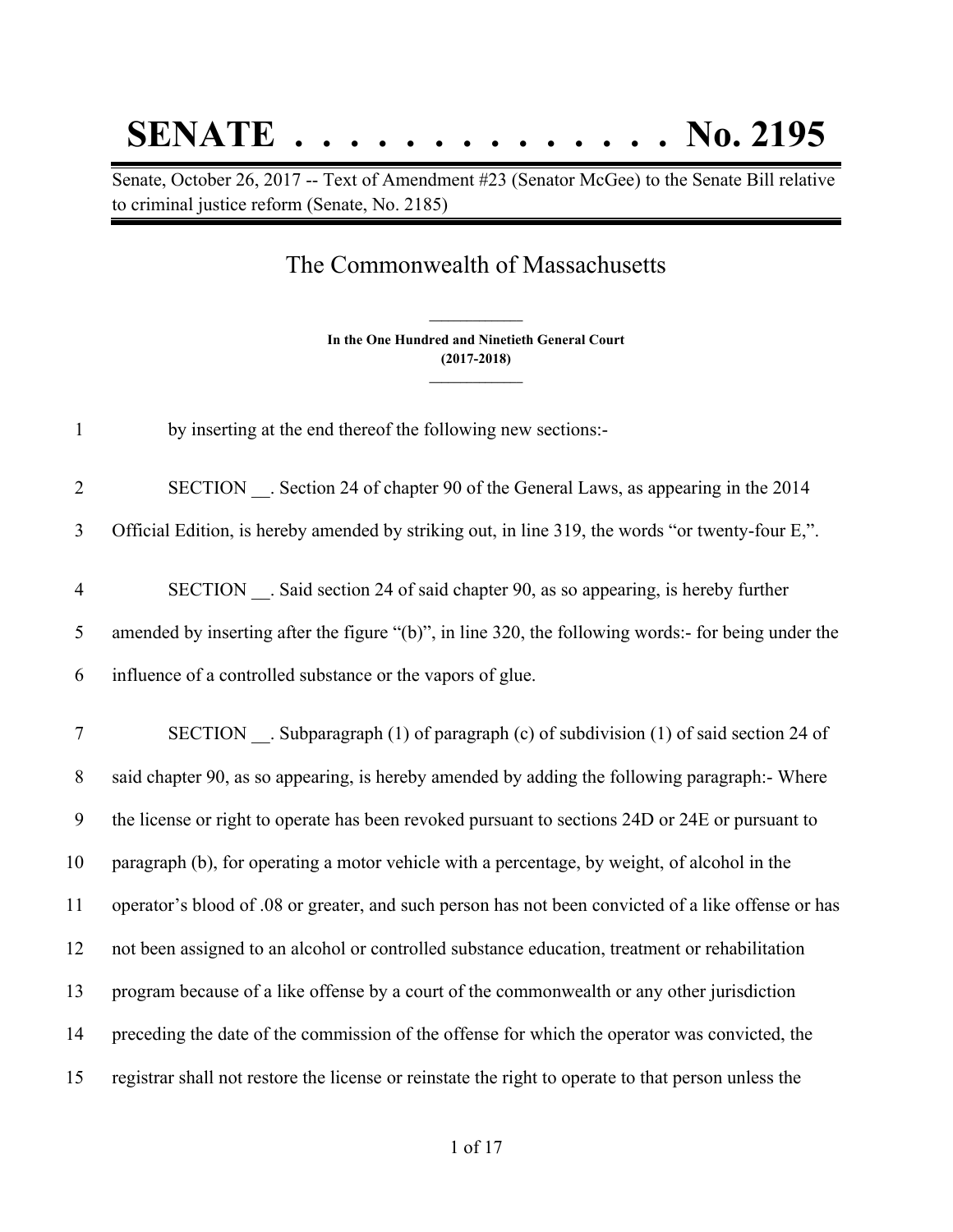# SENATE . . . . . . . . . . . . . . No. 2195

Senate, October 26, 2017 -- Text of Amendment #23 (Senator McGee) to the Senate Bill relative to criminal justice reform (Senate, No. 2185)

## The Commonwealth of Massachusetts

**In the One Hundred and Ninetieth General Court**
**(2017-2018)**

by inserting at the end thereof the following new sections:-

SECTION __. Section 24 of chapter 90 of the General Laws, as appearing in the 2014 Official Edition, is hereby amended by striking out, in line 319, the words "or twenty-four E,".

SECTION __. Said section 24 of said chapter 90, as so appearing, is hereby further amended by inserting after the figure "(b)", in line 320, the following words:- for being under the influence of a controlled substance or the vapors of glue.

SECTION __. Subparagraph (1) of paragraph (c) of subdivision (1) of said section 24 of said chapter 90, as so appearing, is hereby amended by adding the following paragraph:- Where the license or right to operate has been revoked pursuant to sections 24D or 24E or pursuant to paragraph (b), for operating a motor vehicle with a percentage, by weight, of alcohol in the operator's blood of .08 or greater, and such person has not been convicted of a like offense or has not been assigned to an alcohol or controlled substance education, treatment or rehabilitation program because of a like offense by a court of the commonwealth or any other jurisdiction preceding the date of the commission of the offense for which the operator was convicted, the registrar shall not restore the license or reinstate the right to operate to that person unless the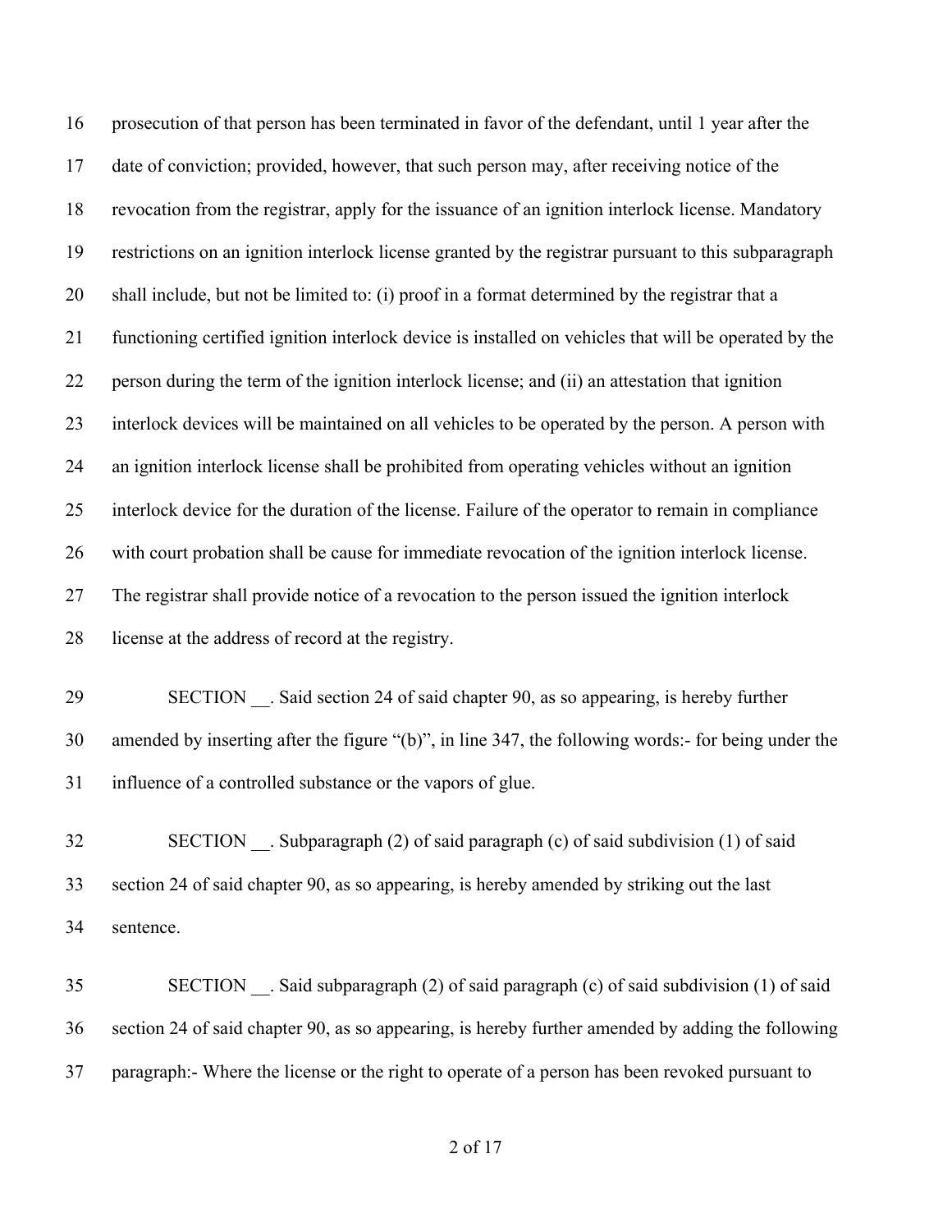prosecution of that person has been terminated in favor of the defendant, until 1 year after the date of conviction; provided, however, that such person may, after receiving notice of the revocation from the registrar, apply for the issuance of an ignition interlock license. Mandatory restrictions on an ignition interlock license granted by the registrar pursuant to this subparagraph shall include, but not be limited to: (i) proof in a format determined by the registrar that a functioning certified ignition interlock device is installed on vehicles that will be operated by the person during the term of the ignition interlock license; and (ii) an attestation that ignition interlock devices will be maintained on all vehicles to be operated by the person. A person with an ignition interlock license shall be prohibited from operating vehicles without an ignition interlock device for the duration of the license. Failure of the operator to remain in compliance with court probation shall be cause for immediate revocation of the ignition interlock license. The registrar shall provide notice of a revocation to the person issued the ignition interlock license at the address of record at the registry.

SECTION __. Said section 24 of said chapter 90, as so appearing, is hereby further amended by inserting after the figure "(b)", in line 347, the following words:- for being under the influence of a controlled substance or the vapors of glue.

SECTION __. Subparagraph (2) of said paragraph (c) of said subdivision (1) of said section 24 of said chapter 90, as so appearing, is hereby amended by striking out the last sentence.

SECTION __. Said subparagraph (2) of said paragraph (c) of said subdivision (1) of said section 24 of said chapter 90, as so appearing, is hereby further amended by adding the following paragraph:- Where the license or the right to operate of a person has been revoked pursuant to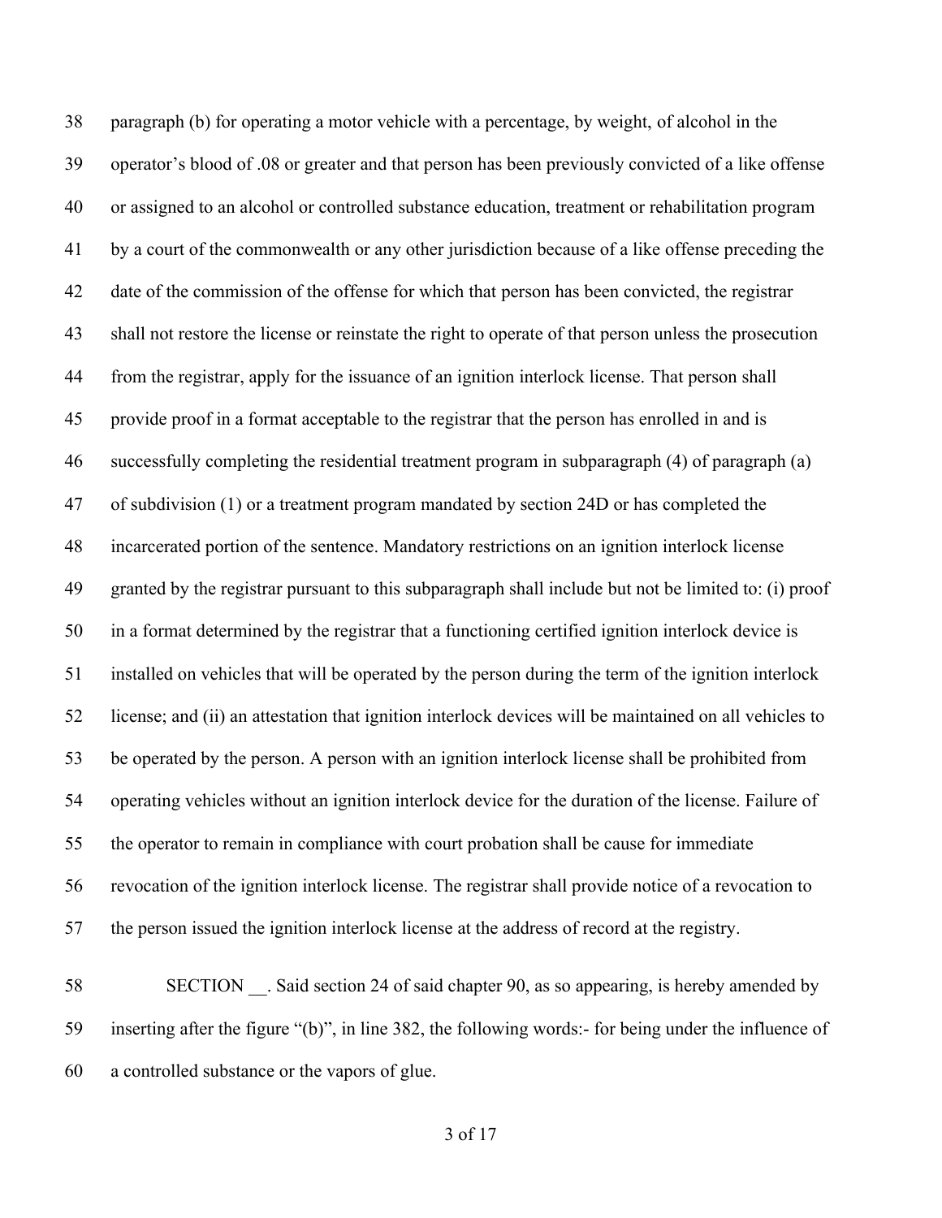paragraph (b) for operating a motor vehicle with a percentage, by weight, of alcohol in the operator's blood of .08 or greater and that person has been previously convicted of a like offense or assigned to an alcohol or controlled substance education, treatment or rehabilitation program by a court of the commonwealth or any other jurisdiction because of a like offense preceding the date of the commission of the offense for which that person has been convicted, the registrar shall not restore the license or reinstate the right to operate of that person unless the prosecution from the registrar, apply for the issuance of an ignition interlock license. That person shall provide proof in a format acceptable to the registrar that the person has enrolled in and is successfully completing the residential treatment program in subparagraph (4) of paragraph (a) of subdivision (1) or a treatment program mandated by section 24D or has completed the incarcerated portion of the sentence. Mandatory restrictions on an ignition interlock license granted by the registrar pursuant to this subparagraph shall include but not be limited to: (i) proof in a format determined by the registrar that a functioning certified ignition interlock device is installed on vehicles that will be operated by the person during the term of the ignition interlock license; and (ii) an attestation that ignition interlock devices will be maintained on all vehicles to be operated by the person. A person with an ignition interlock license shall be prohibited from operating vehicles without an ignition interlock device for the duration of the license. Failure of the operator to remain in compliance with court probation shall be cause for immediate revocation of the ignition interlock license. The registrar shall provide notice of a revocation to the person issued the ignition interlock license at the address of record at the registry.

SECTION __. Said section 24 of said chapter 90, as so appearing, is hereby amended by inserting after the figure "(b)", in line 382, the following words:- for being under the influence of a controlled substance or the vapors of glue.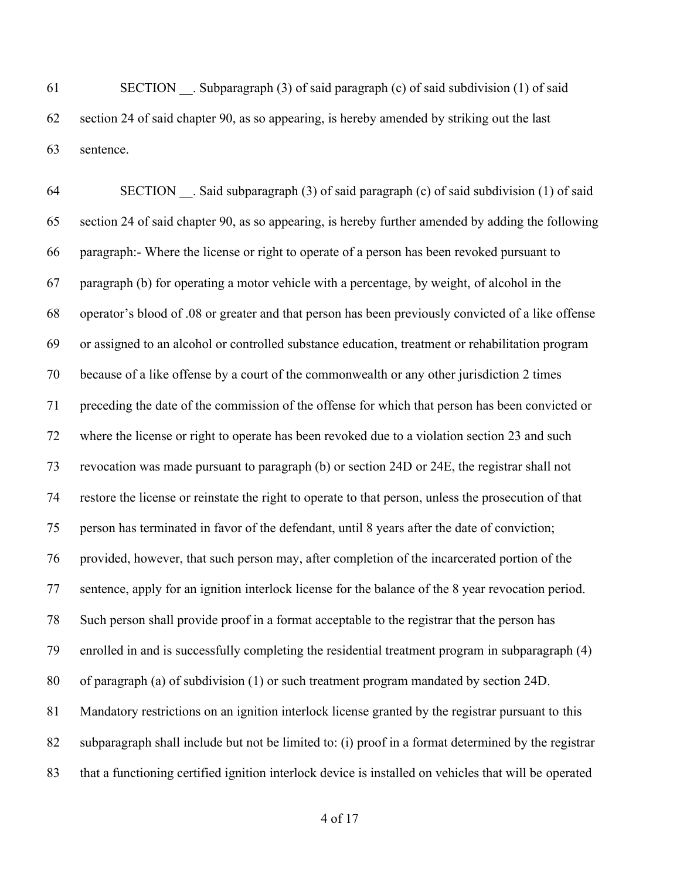SECTION __. Subparagraph (3) of said paragraph (c) of said subdivision (1) of said section 24 of said chapter 90, as so appearing, is hereby amended by striking out the last sentence.

SECTION __. Said subparagraph (3) of said paragraph (c) of said subdivision (1) of said section 24 of said chapter 90, as so appearing, is hereby further amended by adding the following paragraph:- Where the license or right to operate of a person has been revoked pursuant to paragraph (b) for operating a motor vehicle with a percentage, by weight, of alcohol in the operator's blood of .08 or greater and that person has been previously convicted of a like offense or assigned to an alcohol or controlled substance education, treatment or rehabilitation program because of a like offense by a court of the commonwealth or any other jurisdiction 2 times preceding the date of the commission of the offense for which that person has been convicted or where the license or right to operate has been revoked due to a violation section 23 and such revocation was made pursuant to paragraph (b) or section 24D or 24E, the registrar shall not restore the license or reinstate the right to operate to that person, unless the prosecution of that person has terminated in favor of the defendant, until 8 years after the date of conviction; provided, however, that such person may, after completion of the incarcerated portion of the sentence, apply for an ignition interlock license for the balance of the 8 year revocation period. Such person shall provide proof in a format acceptable to the registrar that the person has enrolled in and is successfully completing the residential treatment program in subparagraph (4) of paragraph (a) of subdivision (1) or such treatment program mandated by section 24D. Mandatory restrictions on an ignition interlock license granted by the registrar pursuant to this subparagraph shall include but not be limited to: (i) proof in a format determined by the registrar that a functioning certified ignition interlock device is installed on vehicles that will be operated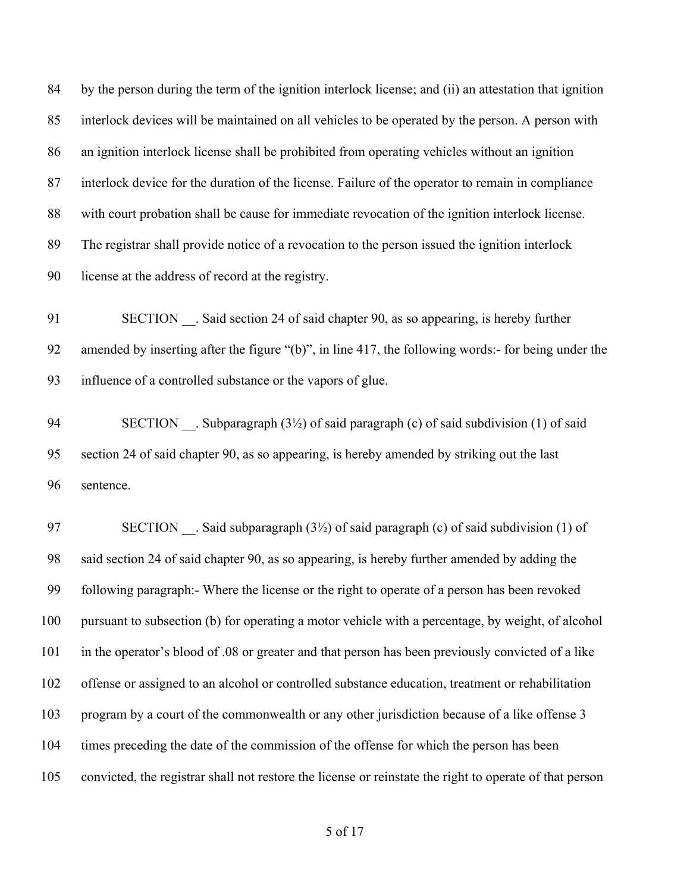by the person during the term of the ignition interlock license; and (ii) an attestation that ignition interlock devices will be maintained on all vehicles to be operated by the person. A person with an ignition interlock license shall be prohibited from operating vehicles without an ignition interlock device for the duration of the license. Failure of the operator to remain in compliance with court probation shall be cause for immediate revocation of the ignition interlock license. The registrar shall provide notice of a revocation to the person issued the ignition interlock license at the address of record at the registry.

SECTION __. Said section 24 of said chapter 90, as so appearing, is hereby further amended by inserting after the figure "(b)", in line 417, the following words:- for being under the influence of a controlled substance or the vapors of glue.

SECTION __. Subparagraph (3½) of said paragraph (c) of said subdivision (1) of said section 24 of said chapter 90, as so appearing, is hereby amended by striking out the last sentence.

SECTION __. Said subparagraph (3½) of said paragraph (c) of said subdivision (1) of said section 24 of said chapter 90, as so appearing, is hereby further amended by adding the following paragraph:- Where the license or the right to operate of a person has been revoked pursuant to subsection (b) for operating a motor vehicle with a percentage, by weight, of alcohol in the operator's blood of .08 or greater and that person has been previously convicted of a like offense or assigned to an alcohol or controlled substance education, treatment or rehabilitation program by a court of the commonwealth or any other jurisdiction because of a like offense 3 times preceding the date of the commission of the offense for which the person has been convicted, the registrar shall not restore the license or reinstate the right to operate of that person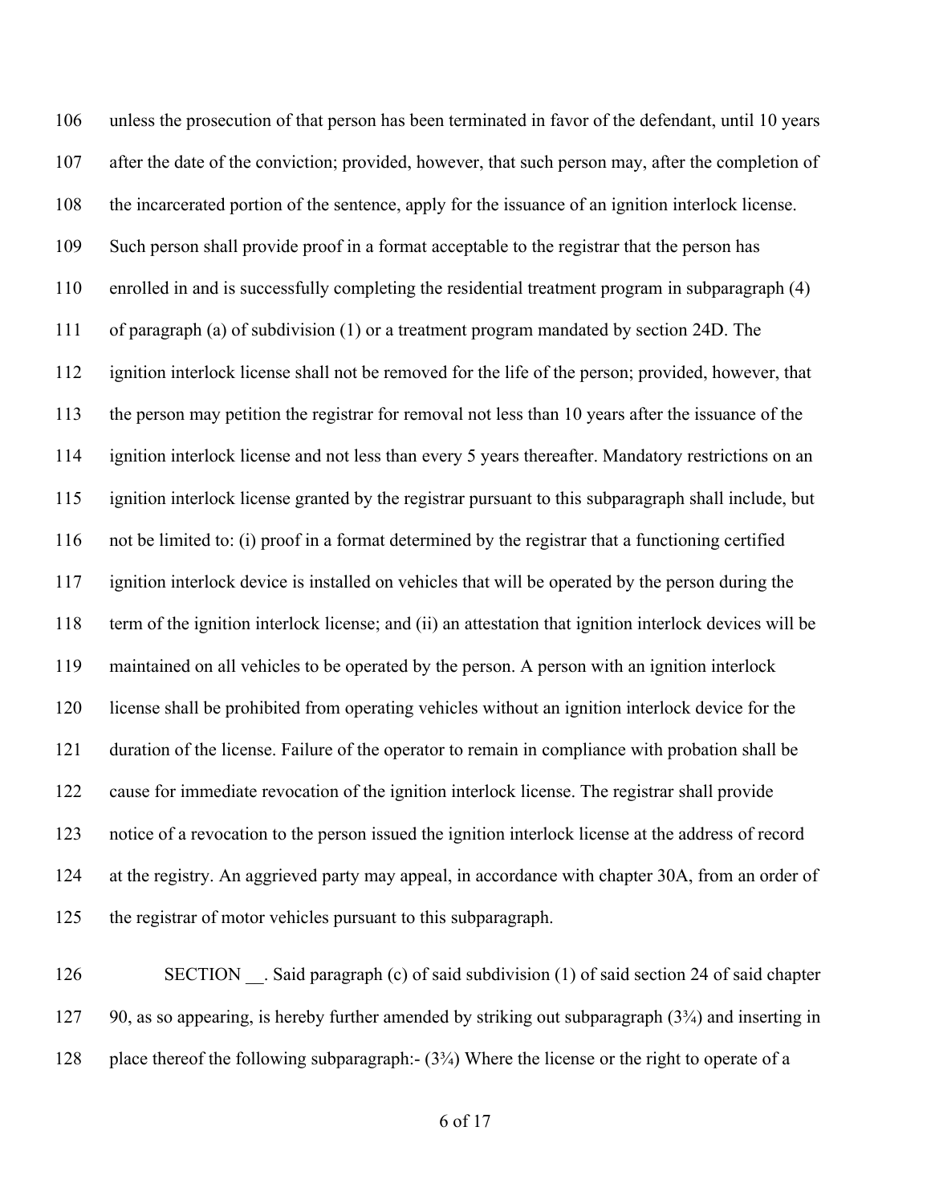unless the prosecution of that person has been terminated in favor of the defendant, until 10 years after the date of the conviction; provided, however, that such person may, after the completion of the incarcerated portion of the sentence, apply for the issuance of an ignition interlock license. Such person shall provide proof in a format acceptable to the registrar that the person has enrolled in and is successfully completing the residential treatment program in subparagraph (4) of paragraph (a) of subdivision (1) or a treatment program mandated by section 24D. The ignition interlock license shall not be removed for the life of the person; provided, however, that the person may petition the registrar for removal not less than 10 years after the issuance of the ignition interlock license and not less than every 5 years thereafter. Mandatory restrictions on an ignition interlock license granted by the registrar pursuant to this subparagraph shall include, but not be limited to: (i) proof in a format determined by the registrar that a functioning certified ignition interlock device is installed on vehicles that will be operated by the person during the term of the ignition interlock license; and (ii) an attestation that ignition interlock devices will be maintained on all vehicles to be operated by the person. A person with an ignition interlock license shall be prohibited from operating vehicles without an ignition interlock device for the duration of the license. Failure of the operator to remain in compliance with probation shall be cause for immediate revocation of the ignition interlock license. The registrar shall provide notice of a revocation to the person issued the ignition interlock license at the address of record at the registry. An aggrieved party may appeal, in accordance with chapter 30A, from an order of the registrar of motor vehicles pursuant to this subparagraph.

SECTION __. Said paragraph (c) of said subdivision (1) of said section 24 of said chapter 90, as so appearing, is hereby further amended by striking out subparagraph (3¾) and inserting in place thereof the following subparagraph:- (3¾) Where the license or the right to operate of a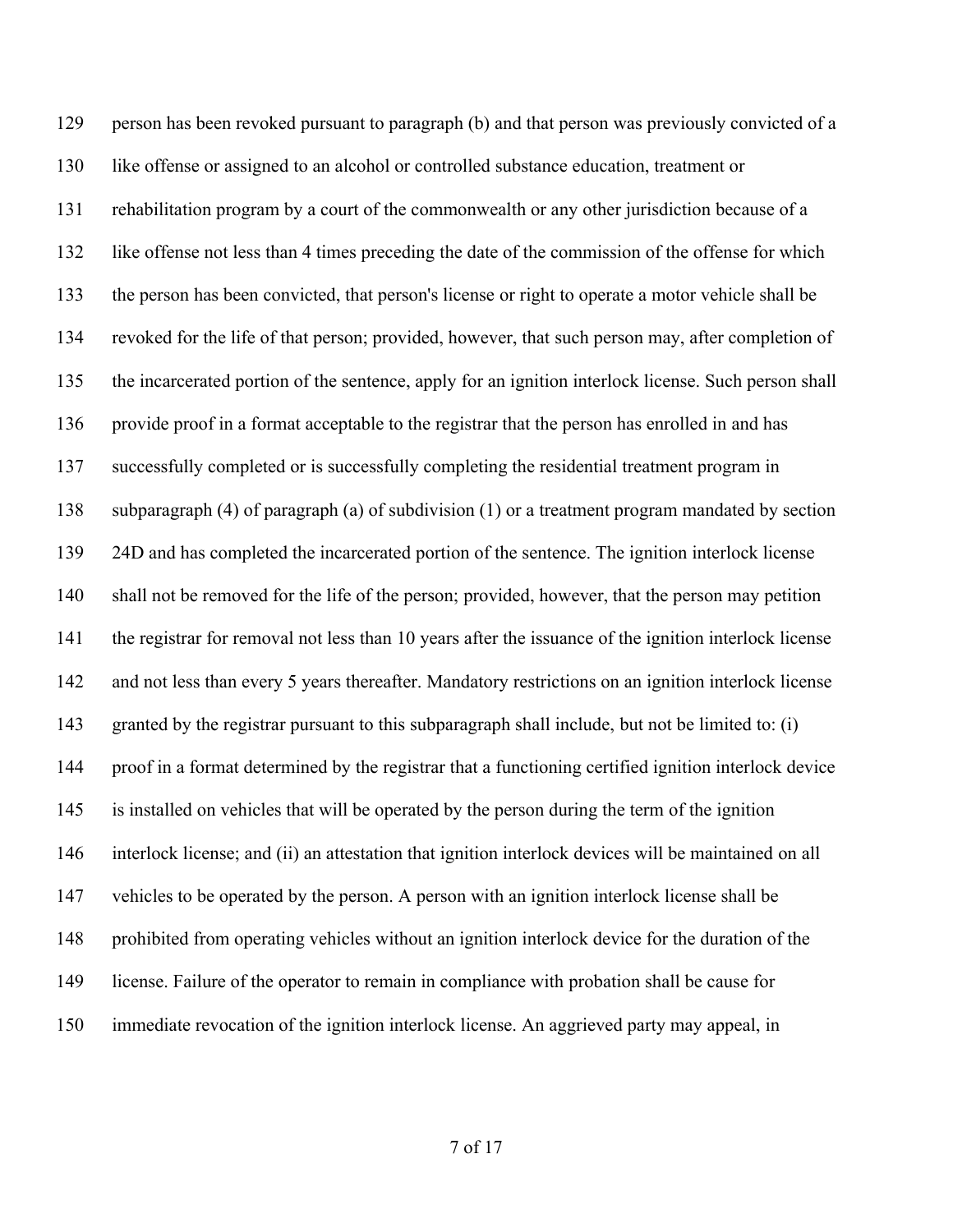129 person has been revoked pursuant to paragraph (b) and that person was previously convicted of a
130 like offense or assigned to an alcohol or controlled substance education, treatment or
131 rehabilitation program by a court of the commonwealth or any other jurisdiction because of a
132 like offense not less than 4 times preceding the date of the commission of the offense for which
133 the person has been convicted, that person's license or right to operate a motor vehicle shall be
134 revoked for the life of that person; provided, however, that such person may, after completion of
135 the incarcerated portion of the sentence, apply for an ignition interlock license. Such person shall
136 provide proof in a format acceptable to the registrar that the person has enrolled in and has
137 successfully completed or is successfully completing the residential treatment program in
138 subparagraph (4) of paragraph (a) of subdivision (1) or a treatment program mandated by section
139 24D and has completed the incarcerated portion of the sentence. The ignition interlock license
140 shall not be removed for the life of the person; provided, however, that the person may petition
141 the registrar for removal not less than 10 years after the issuance of the ignition interlock license
142 and not less than every 5 years thereafter. Mandatory restrictions on an ignition interlock license
143 granted by the registrar pursuant to this subparagraph shall include, but not be limited to: (i)
144 proof in a format determined by the registrar that a functioning certified ignition interlock device
145 is installed on vehicles that will be operated by the person during the term of the ignition
146 interlock license; and (ii) an attestation that ignition interlock devices will be maintained on all
147 vehicles to be operated by the person. A person with an ignition interlock license shall be
148 prohibited from operating vehicles without an ignition interlock device for the duration of the
149 license. Failure of the operator to remain in compliance with probation shall be cause for
150 immediate revocation of the ignition interlock license. An aggrieved party may appeal, in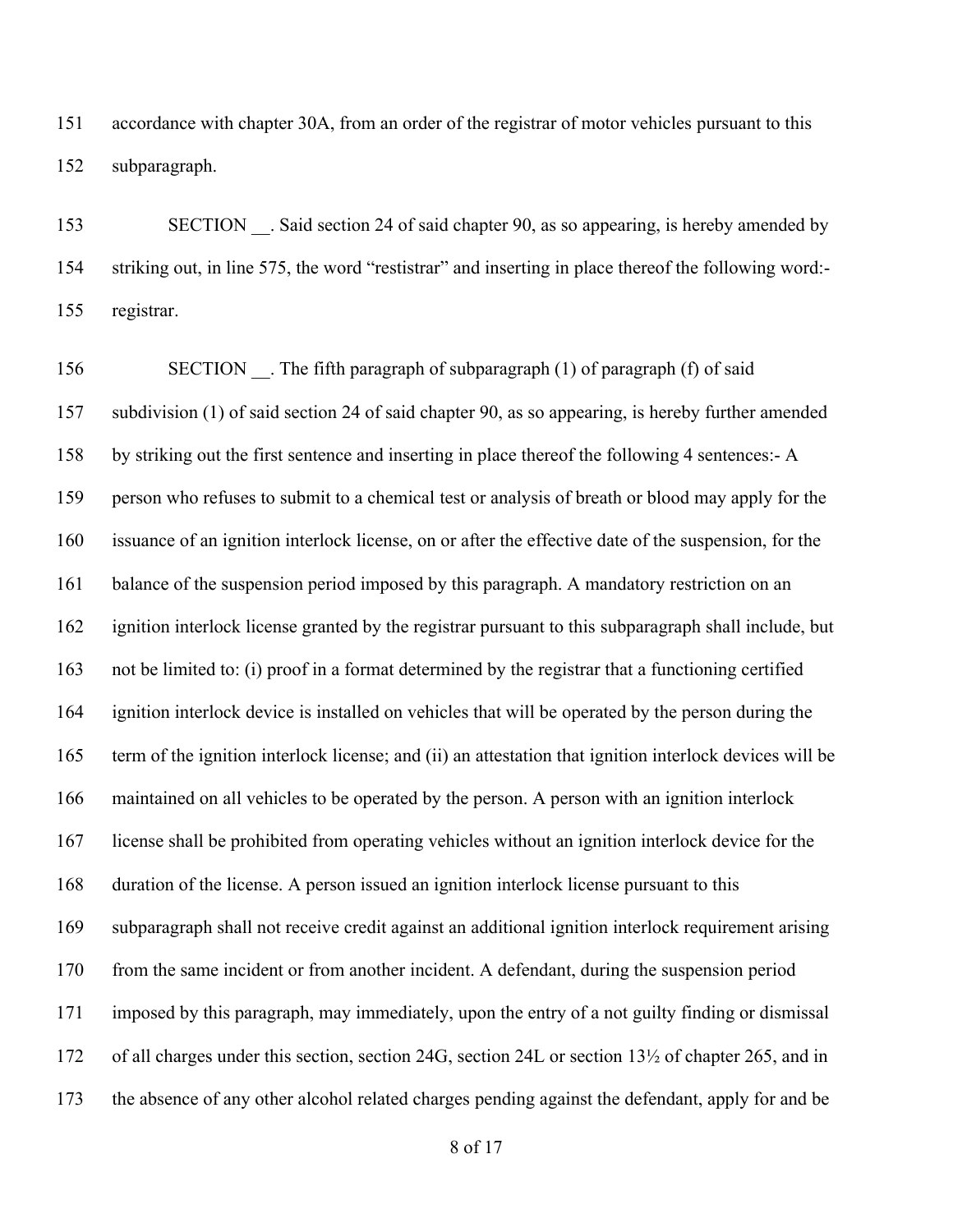accordance with chapter 30A, from an order of the registrar of motor vehicles pursuant to this subparagraph.

SECTION __. Said section 24 of said chapter 90, as so appearing, is hereby amended by striking out, in line 575, the word "restistrar" and inserting in place thereof the following word:- registrar.

SECTION __. The fifth paragraph of subparagraph (1) of paragraph (f) of said subdivision (1) of said section 24 of said chapter 90, as so appearing, is hereby further amended by striking out the first sentence and inserting in place thereof the following 4 sentences:- A person who refuses to submit to a chemical test or analysis of breath or blood may apply for the issuance of an ignition interlock license, on or after the effective date of the suspension, for the balance of the suspension period imposed by this paragraph. A mandatory restriction on an ignition interlock license granted by the registrar pursuant to this subparagraph shall include, but not be limited to: (i) proof in a format determined by the registrar that a functioning certified ignition interlock device is installed on vehicles that will be operated by the person during the term of the ignition interlock license; and (ii) an attestation that ignition interlock devices will be maintained on all vehicles to be operated by the person. A person with an ignition interlock license shall be prohibited from operating vehicles without an ignition interlock device for the duration of the license. A person issued an ignition interlock license pursuant to this subparagraph shall not receive credit against an additional ignition interlock requirement arising from the same incident or from another incident. A defendant, during the suspension period imposed by this paragraph, may immediately, upon the entry of a not guilty finding or dismissal of all charges under this section, section 24G, section 24L or section 13½ of chapter 265, and in the absence of any other alcohol related charges pending against the defendant, apply for and be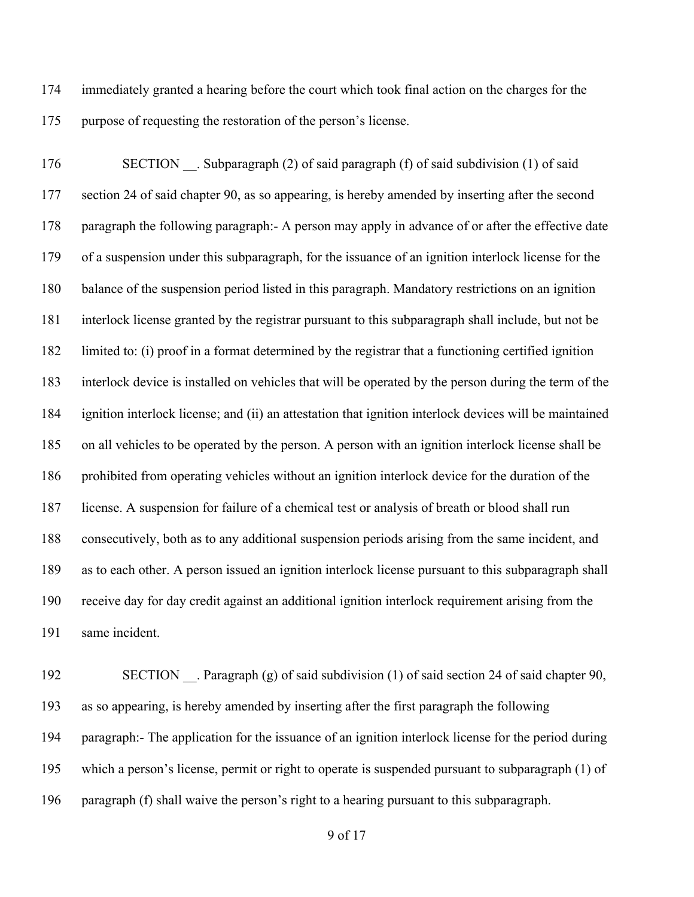immediately granted a hearing before the court which took final action on the charges for the purpose of requesting the restoration of the person's license.

SECTION __. Subparagraph (2) of said paragraph (f) of said subdivision (1) of said section 24 of said chapter 90, as so appearing, is hereby amended by inserting after the second paragraph the following paragraph:- A person may apply in advance of or after the effective date of a suspension under this subparagraph, for the issuance of an ignition interlock license for the balance of the suspension period listed in this paragraph. Mandatory restrictions on an ignition interlock license granted by the registrar pursuant to this subparagraph shall include, but not be limited to: (i) proof in a format determined by the registrar that a functioning certified ignition interlock device is installed on vehicles that will be operated by the person during the term of the ignition interlock license; and (ii) an attestation that ignition interlock devices will be maintained on all vehicles to be operated by the person. A person with an ignition interlock license shall be prohibited from operating vehicles without an ignition interlock device for the duration of the license. A suspension for failure of a chemical test or analysis of breath or blood shall run consecutively, both as to any additional suspension periods arising from the same incident, and as to each other. A person issued an ignition interlock license pursuant to this subparagraph shall receive day for day credit against an additional ignition interlock requirement arising from the same incident.

SECTION __. Paragraph (g) of said subdivision (1) of said section 24 of said chapter 90, as so appearing, is hereby amended by inserting after the first paragraph the following paragraph:- The application for the issuance of an ignition interlock license for the period during which a person's license, permit or right to operate is suspended pursuant to subparagraph (1) of paragraph (f) shall waive the person's right to a hearing pursuant to this subparagraph.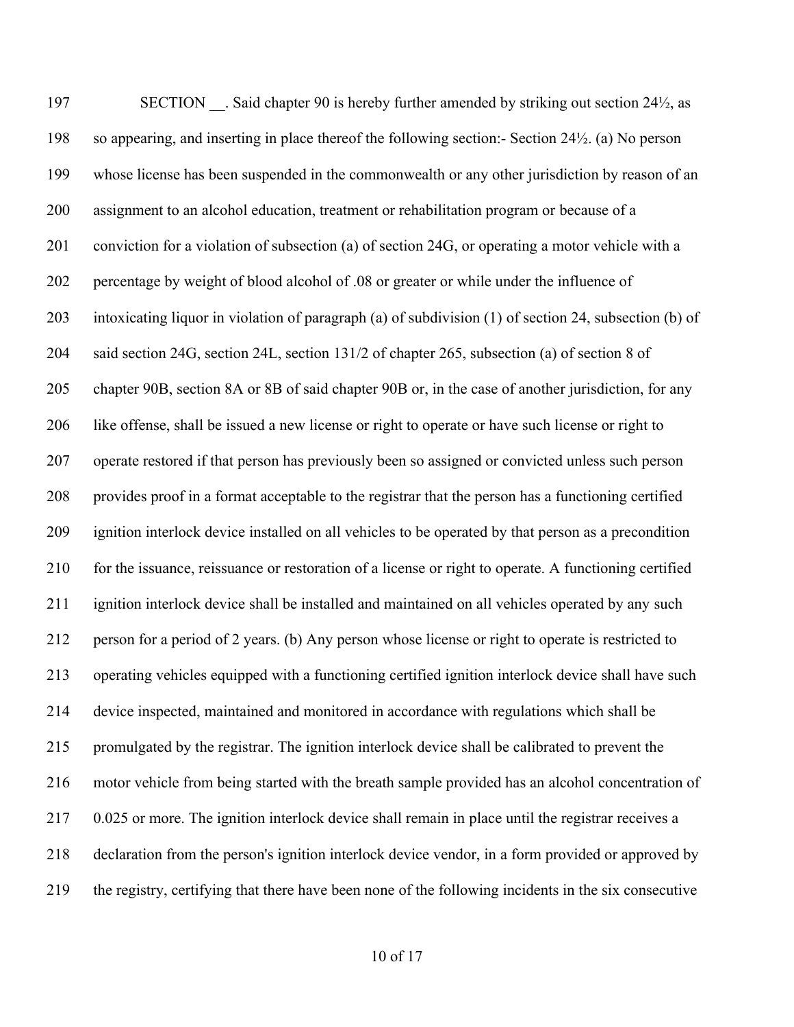SECTION __. Said chapter 90 is hereby further amended by striking out section 24½, as so appearing, and inserting in place thereof the following section:- Section 24½. (a) No person whose license has been suspended in the commonwealth or any other jurisdiction by reason of an assignment to an alcohol education, treatment or rehabilitation program or because of a conviction for a violation of subsection (a) of section 24G, or operating a motor vehicle with a percentage by weight of blood alcohol of .08 or greater or while under the influence of intoxicating liquor in violation of paragraph (a) of subdivision (1) of section 24, subsection (b) of said section 24G, section 24L, section 131/2 of chapter 265, subsection (a) of section 8 of chapter 90B, section 8A or 8B of said chapter 90B or, in the case of another jurisdiction, for any like offense, shall be issued a new license or right to operate or have such license or right to operate restored if that person has previously been so assigned or convicted unless such person provides proof in a format acceptable to the registrar that the person has a functioning certified ignition interlock device installed on all vehicles to be operated by that person as a precondition for the issuance, reissuance or restoration of a license or right to operate. A functioning certified ignition interlock device shall be installed and maintained on all vehicles operated by any such person for a period of 2 years. (b) Any person whose license or right to operate is restricted to operating vehicles equipped with a functioning certified ignition interlock device shall have such device inspected, maintained and monitored in accordance with regulations which shall be promulgated by the registrar. The ignition interlock device shall be calibrated to prevent the motor vehicle from being started with the breath sample provided has an alcohol concentration of 0.025 or more. The ignition interlock device shall remain in place until the registrar receives a declaration from the person's ignition interlock device vendor, in a form provided or approved by the registry, certifying that there have been none of the following incidents in the six consecutive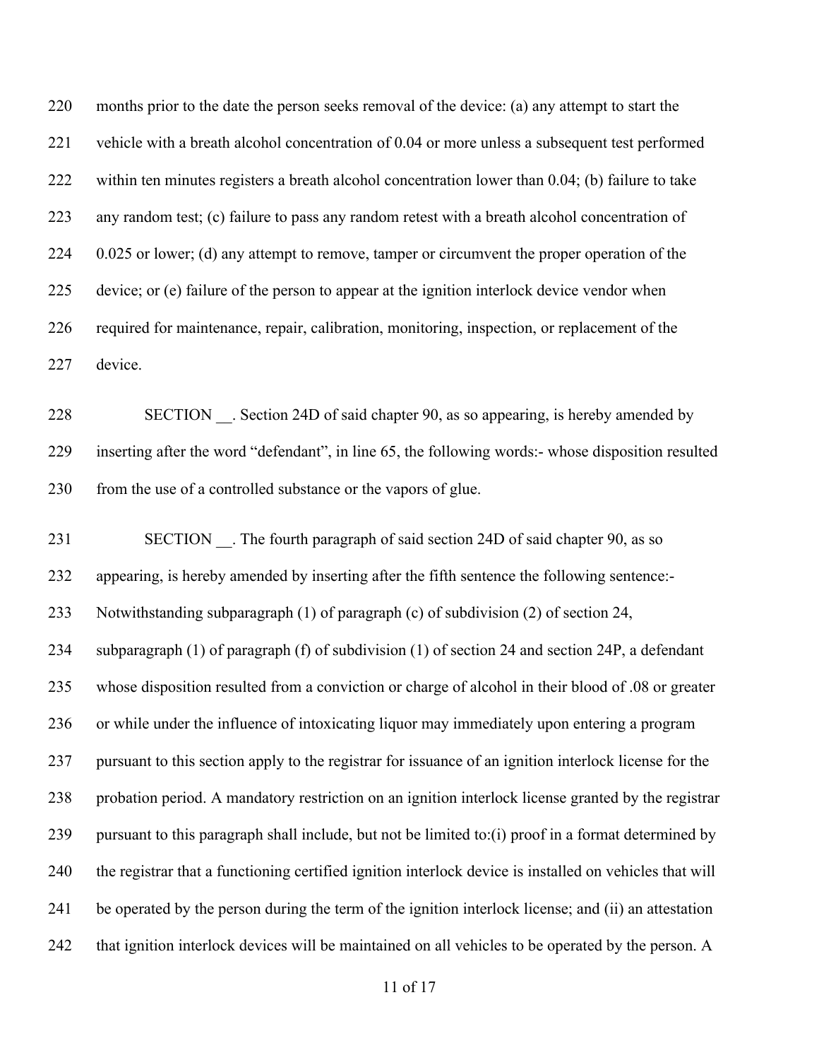months prior to the date the person seeks removal of the device: (a) any attempt to start the vehicle with a breath alcohol concentration of 0.04 or more unless a subsequent test performed within ten minutes registers a breath alcohol concentration lower than 0.04; (b) failure to take any random test; (c) failure to pass any random retest with a breath alcohol concentration of 0.025 or lower; (d) any attempt to remove, tamper or circumvent the proper operation of the device; or (e) failure of the person to appear at the ignition interlock device vendor when required for maintenance, repair, calibration, monitoring, inspection, or replacement of the device.

SECTION __. Section 24D of said chapter 90, as so appearing, is hereby amended by inserting after the word "defendant", in line 65, the following words:- whose disposition resulted from the use of a controlled substance or the vapors of glue.

SECTION __. The fourth paragraph of said section 24D of said chapter 90, as so appearing, is hereby amended by inserting after the fifth sentence the following sentence:- Notwithstanding subparagraph (1) of paragraph (c) of subdivision (2) of section 24, subparagraph (1) of paragraph (f) of subdivision (1) of section 24 and section 24P, a defendant whose disposition resulted from a conviction or charge of alcohol in their blood of .08 or greater or while under the influence of intoxicating liquor may immediately upon entering a program pursuant to this section apply to the registrar for issuance of an ignition interlock license for the probation period. A mandatory restriction on an ignition interlock license granted by the registrar pursuant to this paragraph shall include, but not be limited to:(i) proof in a format determined by the registrar that a functioning certified ignition interlock device is installed on vehicles that will be operated by the person during the term of the ignition interlock license; and (ii) an attestation that ignition interlock devices will be maintained on all vehicles to be operated by the person. A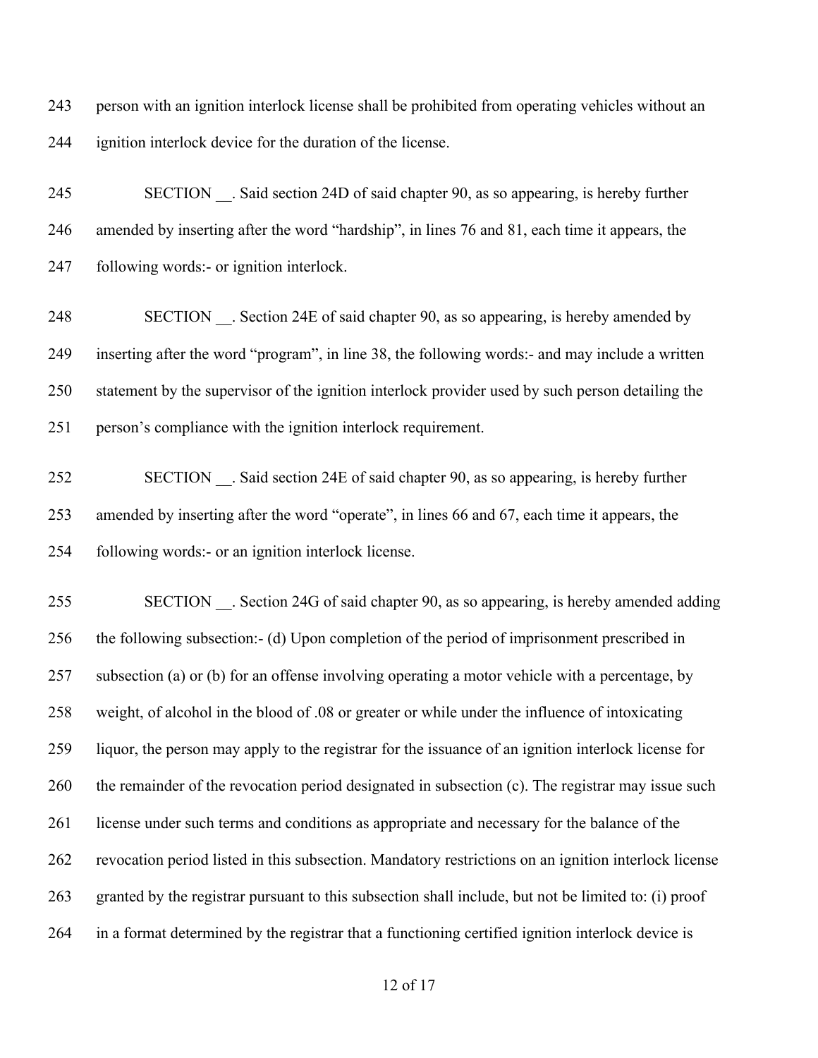person with an ignition interlock license shall be prohibited from operating vehicles without an ignition interlock device for the duration of the license.

SECTION __. Said section 24D of said chapter 90, as so appearing, is hereby further amended by inserting after the word "hardship", in lines 76 and 81, each time it appears, the following words:- or ignition interlock.

SECTION __. Section 24E of said chapter 90, as so appearing, is hereby amended by inserting after the word "program", in line 38, the following words:- and may include a written statement by the supervisor of the ignition interlock provider used by such person detailing the person's compliance with the ignition interlock requirement.

SECTION __. Said section 24E of said chapter 90, as so appearing, is hereby further amended by inserting after the word "operate", in lines 66 and 67, each time it appears, the following words:- or an ignition interlock license.

SECTION __. Section 24G of said chapter 90, as so appearing, is hereby amended adding the following subsection:- (d) Upon completion of the period of imprisonment prescribed in subsection (a) or (b) for an offense involving operating a motor vehicle with a percentage, by weight, of alcohol in the blood of .08 or greater or while under the influence of intoxicating liquor, the person may apply to the registrar for the issuance of an ignition interlock license for the remainder of the revocation period designated in subsection (c). The registrar may issue such license under such terms and conditions as appropriate and necessary for the balance of the revocation period listed in this subsection. Mandatory restrictions on an ignition interlock license granted by the registrar pursuant to this subsection shall include, but not be limited to: (i) proof in a format determined by the registrar that a functioning certified ignition interlock device is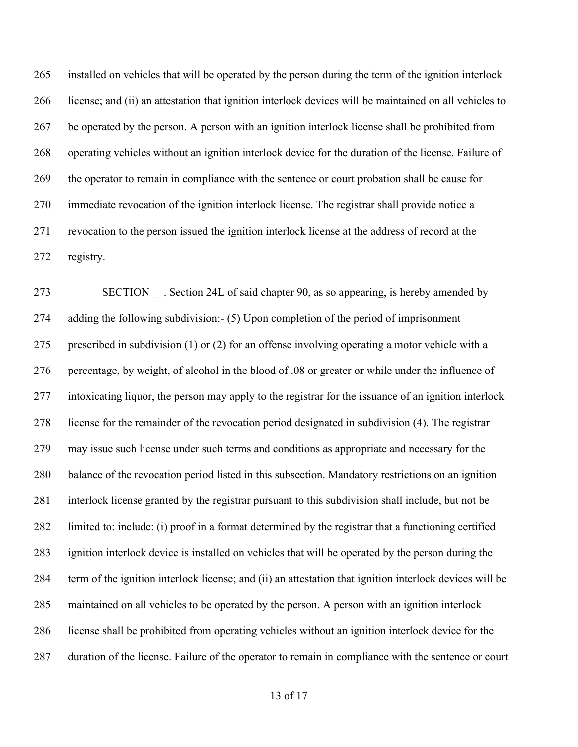installed on vehicles that will be operated by the person during the term of the ignition interlock license; and (ii) an attestation that ignition interlock devices will be maintained on all vehicles to be operated by the person. A person with an ignition interlock license shall be prohibited from operating vehicles without an ignition interlock device for the duration of the license. Failure of the operator to remain in compliance with the sentence or court probation shall be cause for immediate revocation of the ignition interlock license. The registrar shall provide notice a revocation to the person issued the ignition interlock license at the address of record at the registry.

SECTION __. Section 24L of said chapter 90, as so appearing, is hereby amended by adding the following subdivision:- (5) Upon completion of the period of imprisonment prescribed in subdivision (1) or (2) for an offense involving operating a motor vehicle with a percentage, by weight, of alcohol in the blood of .08 or greater or while under the influence of intoxicating liquor, the person may apply to the registrar for the issuance of an ignition interlock license for the remainder of the revocation period designated in subdivision (4). The registrar may issue such license under such terms and conditions as appropriate and necessary for the balance of the revocation period listed in this subsection. Mandatory restrictions on an ignition interlock license granted by the registrar pursuant to this subdivision shall include, but not be limited to: include: (i) proof in a format determined by the registrar that a functioning certified ignition interlock device is installed on vehicles that will be operated by the person during the term of the ignition interlock license; and (ii) an attestation that ignition interlock devices will be maintained on all vehicles to be operated by the person. A person with an ignition interlock license shall be prohibited from operating vehicles without an ignition interlock device for the duration of the license. Failure of the operator to remain in compliance with the sentence or court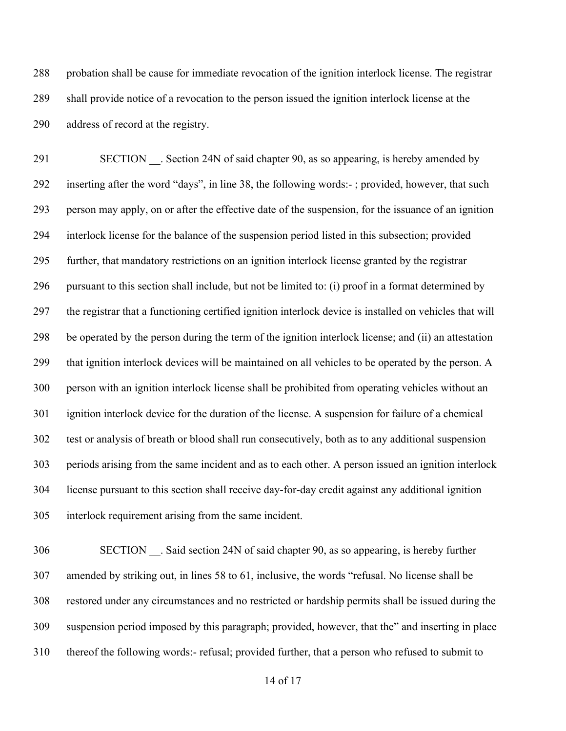probation shall be cause for immediate revocation of the ignition interlock license. The registrar shall provide notice of a revocation to the person issued the ignition interlock license at the address of record at the registry.

SECTION __. Section 24N of said chapter 90, as so appearing, is hereby amended by inserting after the word "days", in line 38, the following words:- ; provided, however, that such person may apply, on or after the effective date of the suspension, for the issuance of an ignition interlock license for the balance of the suspension period listed in this subsection; provided further, that mandatory restrictions on an ignition interlock license granted by the registrar pursuant to this section shall include, but not be limited to: (i) proof in a format determined by the registrar that a functioning certified ignition interlock device is installed on vehicles that will be operated by the person during the term of the ignition interlock license; and (ii) an attestation that ignition interlock devices will be maintained on all vehicles to be operated by the person. A person with an ignition interlock license shall be prohibited from operating vehicles without an ignition interlock device for the duration of the license. A suspension for failure of a chemical test or analysis of breath or blood shall run consecutively, both as to any additional suspension periods arising from the same incident and as to each other. A person issued an ignition interlock license pursuant to this section shall receive day-for-day credit against any additional ignition interlock requirement arising from the same incident.

SECTION __. Said section 24N of said chapter 90, as so appearing, is hereby further amended by striking out, in lines 58 to 61, inclusive, the words "refusal. No license shall be restored under any circumstances and no restricted or hardship permits shall be issued during the suspension period imposed by this paragraph; provided, however, that the" and inserting in place thereof the following words:- refusal; provided further, that a person who refused to submit to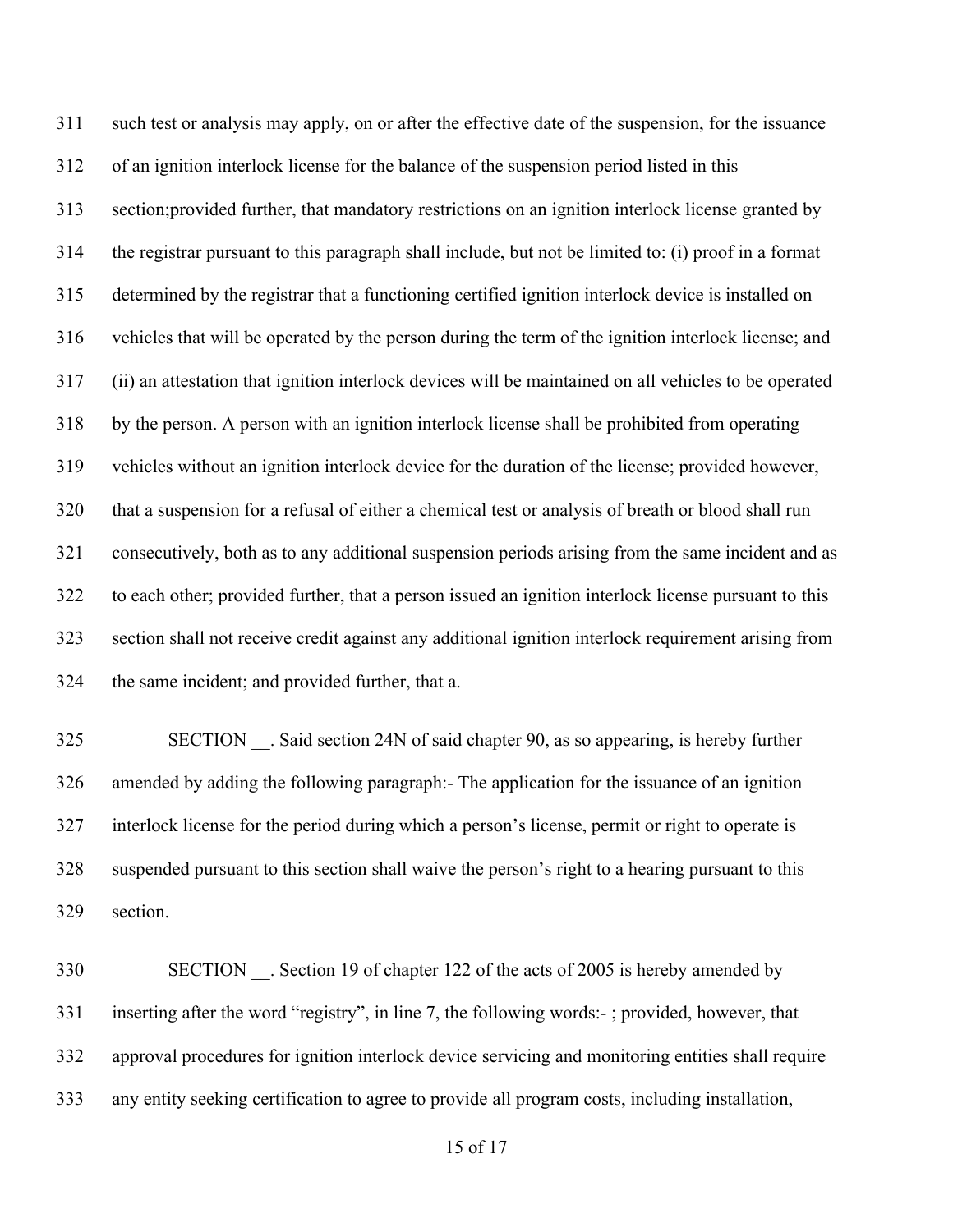such test or analysis may apply, on or after the effective date of the suspension, for the issuance of an ignition interlock license for the balance of the suspension period listed in this section;provided further, that mandatory restrictions on an ignition interlock license granted by the registrar pursuant to this paragraph shall include, but not be limited to: (i) proof in a format determined by the registrar that a functioning certified ignition interlock device is installed on vehicles that will be operated by the person during the term of the ignition interlock license; and (ii) an attestation that ignition interlock devices will be maintained on all vehicles to be operated by the person. A person with an ignition interlock license shall be prohibited from operating vehicles without an ignition interlock device for the duration of the license; provided however, that a suspension for a refusal of either a chemical test or analysis of breath or blood shall run consecutively, both as to any additional suspension periods arising from the same incident and as to each other; provided further, that a person issued an ignition interlock license pursuant to this section shall not receive credit against any additional ignition interlock requirement arising from the same incident; and provided further, that a.

SECTION __. Said section 24N of said chapter 90, as so appearing, is hereby further amended by adding the following paragraph:- The application for the issuance of an ignition interlock license for the period during which a person's license, permit or right to operate is suspended pursuant to this section shall waive the person's right to a hearing pursuant to this section.

SECTION __. Section 19 of chapter 122 of the acts of 2005 is hereby amended by inserting after the word "registry", in line 7, the following words:- ; provided, however, that approval procedures for ignition interlock device servicing and monitoring entities shall require any entity seeking certification to agree to provide all program costs, including installation,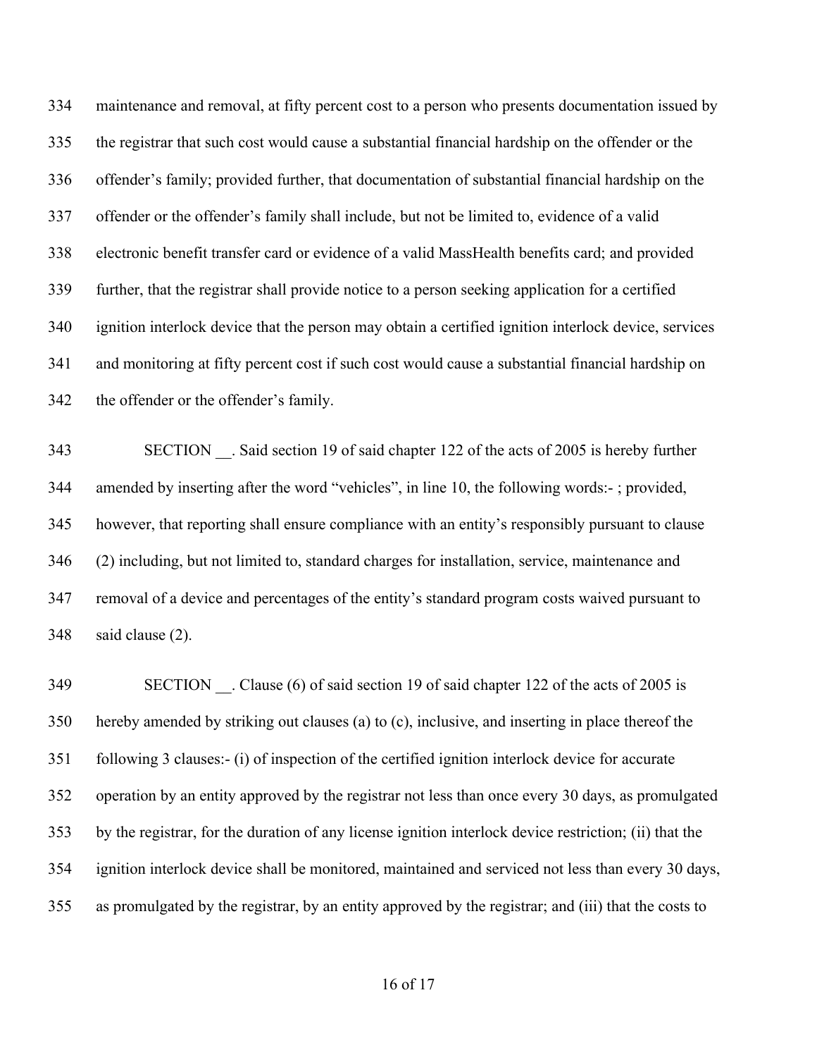maintenance and removal, at fifty percent cost to a person who presents documentation issued by the registrar that such cost would cause a substantial financial hardship on the offender or the offender's family; provided further, that documentation of substantial financial hardship on the offender or the offender's family shall include, but not be limited to, evidence of a valid electronic benefit transfer card or evidence of a valid MassHealth benefits card; and provided further, that the registrar shall provide notice to a person seeking application for a certified ignition interlock device that the person may obtain a certified ignition interlock device, services and monitoring at fifty percent cost if such cost would cause a substantial financial hardship on the offender or the offender's family.

SECTION __. Said section 19 of said chapter 122 of the acts of 2005 is hereby further amended by inserting after the word "vehicles", in line 10, the following words:- ; provided, however, that reporting shall ensure compliance with an entity's responsibly pursuant to clause (2) including, but not limited to, standard charges for installation, service, maintenance and removal of a device and percentages of the entity's standard program costs waived pursuant to said clause (2).

SECTION __. Clause (6) of said section 19 of said chapter 122 of the acts of 2005 is hereby amended by striking out clauses (a) to (c), inclusive, and inserting in place thereof the following 3 clauses:- (i) of inspection of the certified ignition interlock device for accurate operation by an entity approved by the registrar not less than once every 30 days, as promulgated by the registrar, for the duration of any license ignition interlock device restriction; (ii) that the ignition interlock device shall be monitored, maintained and serviced not less than every 30 days, as promulgated by the registrar, by an entity approved by the registrar; and (iii) that the costs to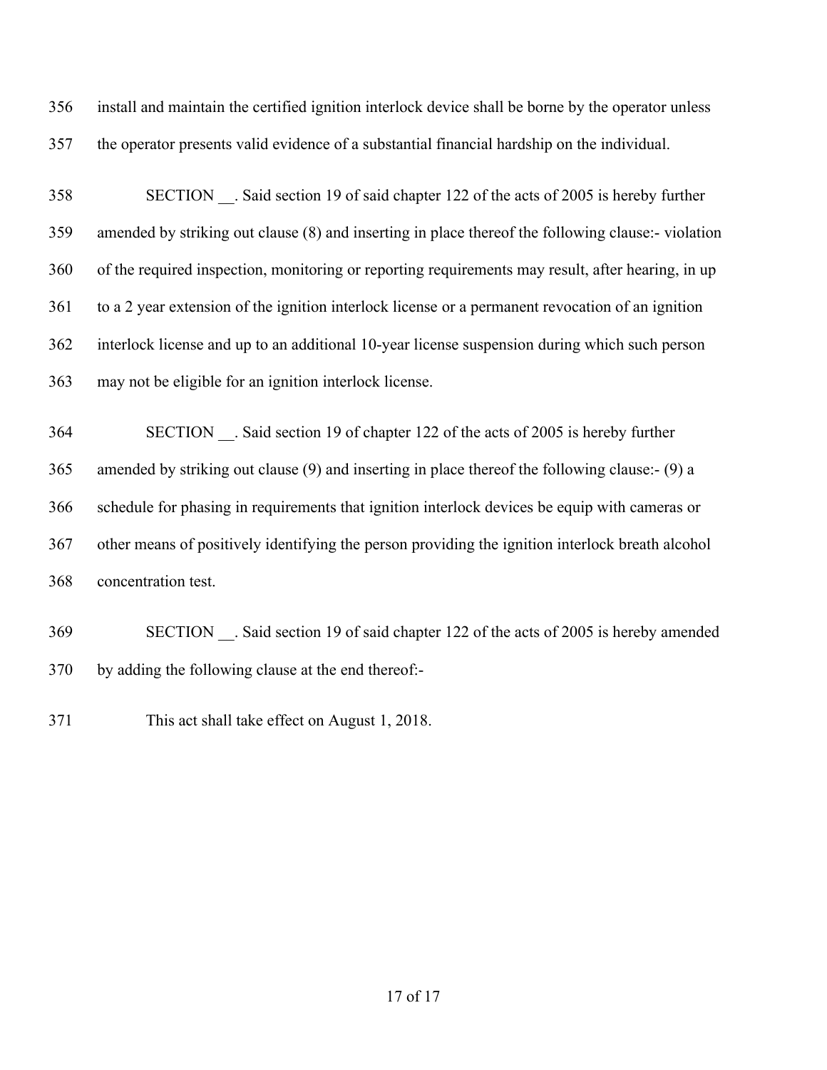install and maintain the certified ignition interlock device shall be borne by the operator unless the operator presents valid evidence of a substantial financial hardship on the individual.

SECTION __. Said section 19 of said chapter 122 of the acts of 2005 is hereby further amended by striking out clause (8) and inserting in place thereof the following clause:- violation of the required inspection, monitoring or reporting requirements may result, after hearing, in up to a 2 year extension of the ignition interlock license or a permanent revocation of an ignition interlock license and up to an additional 10-year license suspension during which such person may not be eligible for an ignition interlock license.

SECTION __. Said section 19 of chapter 122 of the acts of 2005 is hereby further amended by striking out clause (9) and inserting in place thereof the following clause:- (9) a schedule for phasing in requirements that ignition interlock devices be equip with cameras or other means of positively identifying the person providing the ignition interlock breath alcohol concentration test.

SECTION __. Said section 19 of said chapter 122 of the acts of 2005 is hereby amended by adding the following clause at the end thereof:-

This act shall take effect on August 1, 2018.